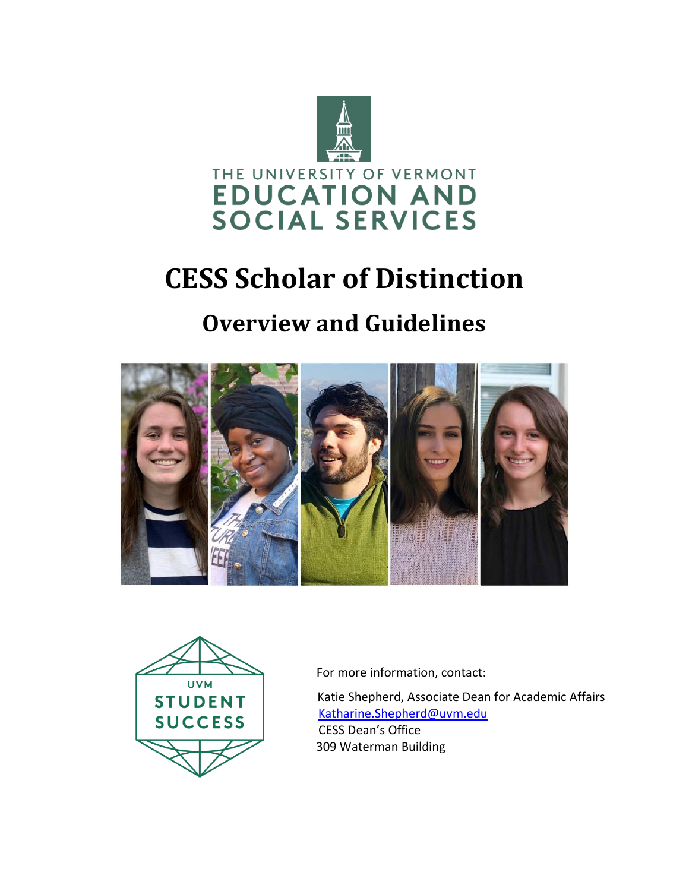THE UNIVERSITY OF VERMONT
EDUCATION AND SOCIAL SERVICES

# CESS Scholar of Distinction

## Overview and Guidelines

UVM STUDENT SUCCESS

For more information, contact:

Katie Shepherd, Associate Dean for Academic Affairs
Katharine.Shepherd@uvm.edu
CESS Dean's Office
309 Waterman Building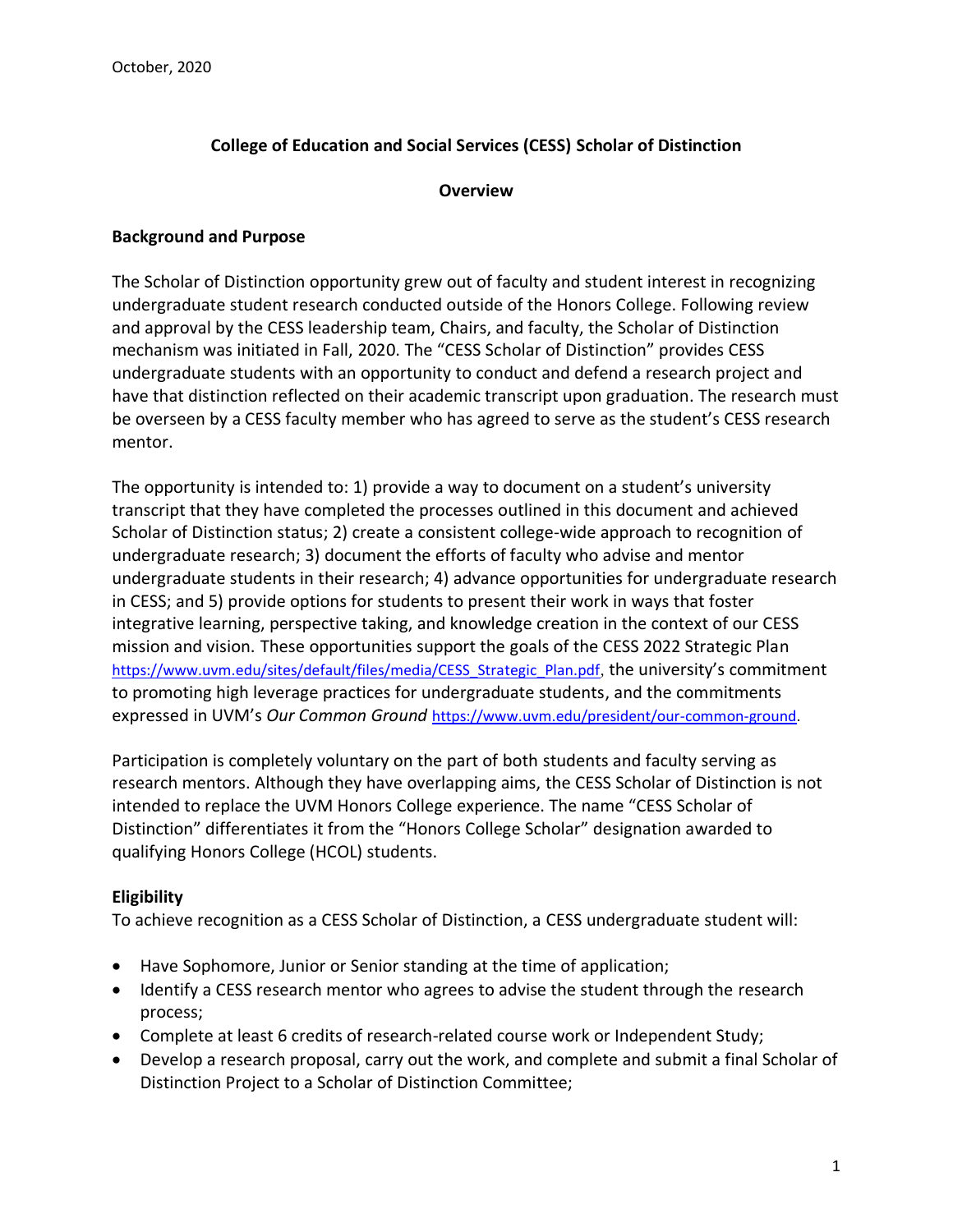October, 2020

## College of Education and Social Services (CESS) Scholar of Distinction

### Overview

**Background and Purpose**

The Scholar of Distinction opportunity grew out of faculty and student interest in recognizing undergraduate student research conducted outside of the Honors College. Following review and approval by the CESS leadership team, Chairs, and faculty, the Scholar of Distinction mechanism was initiated in Fall, 2020. The "CESS Scholar of Distinction" provides CESS undergraduate students with an opportunity to conduct and defend a research project and have that distinction reflected on their academic transcript upon graduation. The research must be overseen by a CESS faculty member who has agreed to serve as the student's CESS research mentor.

The opportunity is intended to: 1) provide a way to document on a student's university transcript that they have completed the processes outlined in this document and achieved Scholar of Distinction status; 2) create a consistent college-wide approach to recognition of undergraduate research; 3) document the efforts of faculty who advise and mentor undergraduate students in their research; 4) advance opportunities for undergraduate research in CESS; and 5) provide options for students to present their work in ways that foster integrative learning, perspective taking, and knowledge creation in the context of our CESS mission and vision. These opportunities support the goals of the CESS 2022 Strategic Plan https://www.uvm.edu/sites/default/files/media/CESS_Strategic_Plan.pdf, the university's commitment to promoting high leverage practices for undergraduate students, and the commitments expressed in UVM's *Our Common Ground* https://www.uvm.edu/president/our-common-ground.

Participation is completely voluntary on the part of both students and faculty serving as research mentors. Although they have overlapping aims, the CESS Scholar of Distinction is not intended to replace the UVM Honors College experience. The name "CESS Scholar of Distinction" differentiates it from the "Honors College Scholar" designation awarded to qualifying Honors College (HCOL) students.

**Eligibility**

To achieve recognition as a CESS Scholar of Distinction, a CESS undergraduate student will:

- Have Sophomore, Junior or Senior standing at the time of application;
- Identify a CESS research mentor who agrees to advise the student through the research process;
- Complete at least 6 credits of research-related course work or Independent Study;
- Develop a research proposal, carry out the work, and complete and submit a final Scholar of Distinction Project to a Scholar of Distinction Committee;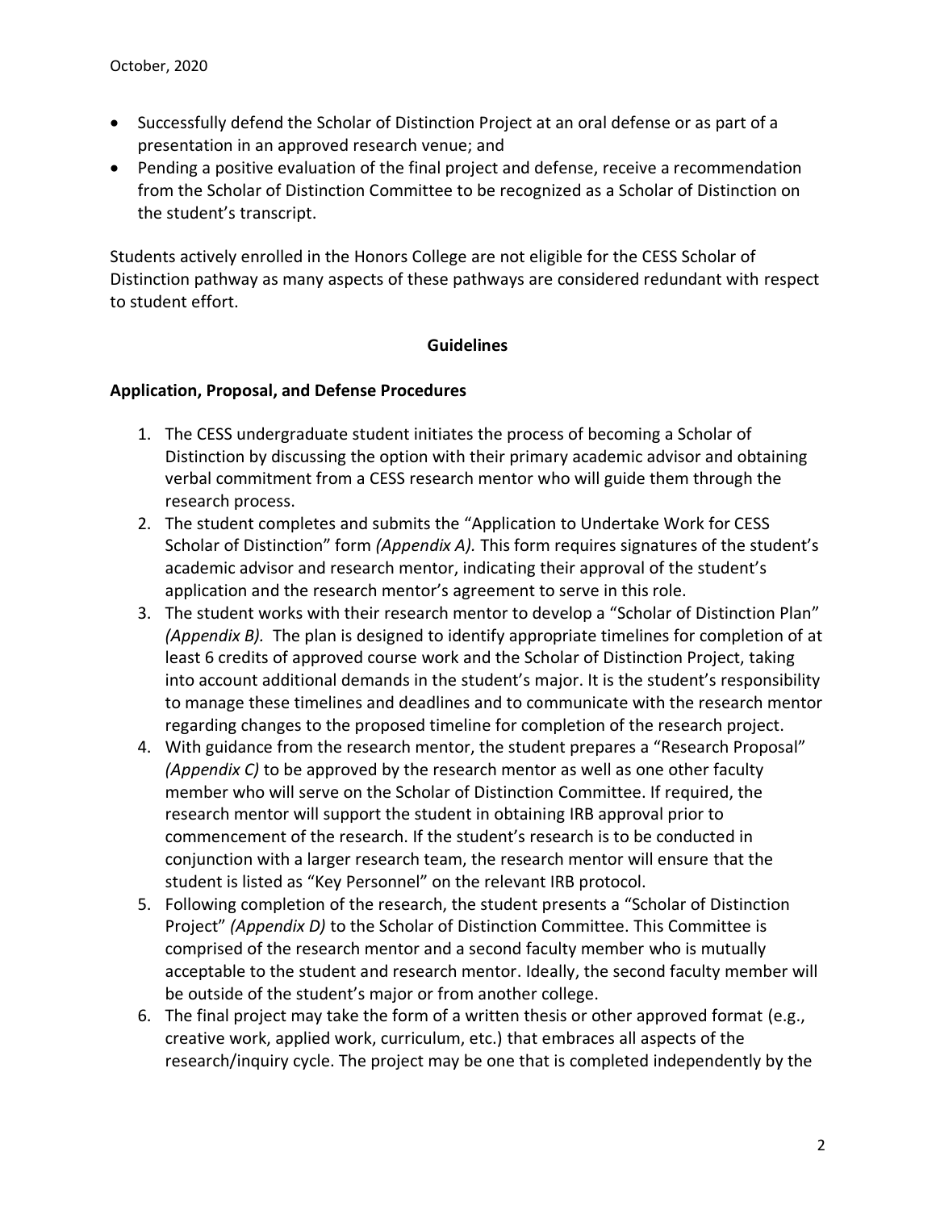- Successfully defend the Scholar of Distinction Project at an oral defense or as part of a presentation in an approved research venue; and
- Pending a positive evaluation of the final project and defense, receive a recommendation from the Scholar of Distinction Committee to be recognized as a Scholar of Distinction on the student's transcript.

Students actively enrolled in the Honors College are not eligible for the CESS Scholar of Distinction pathway as many aspects of these pathways are considered redundant with respect to student effort.

## Guidelines

### Application, Proposal, and Defense Procedures

1. The CESS undergraduate student initiates the process of becoming a Scholar of Distinction by discussing the option with their primary academic advisor and obtaining verbal commitment from a CESS research mentor who will guide them through the research process.
2. The student completes and submits the "Application to Undertake Work for CESS Scholar of Distinction" form *(Appendix A).* This form requires signatures of the student's academic advisor and research mentor, indicating their approval of the student's application and the research mentor's agreement to serve in this role.
3. The student works with their research mentor to develop a "Scholar of Distinction Plan" *(Appendix B).* The plan is designed to identify appropriate timelines for completion of at least 6 credits of approved course work and the Scholar of Distinction Project, taking into account additional demands in the student's major. It is the student's responsibility to manage these timelines and deadlines and to communicate with the research mentor regarding changes to the proposed timeline for completion of the research project.
4. With guidance from the research mentor, the student prepares a "Research Proposal" *(Appendix C)* to be approved by the research mentor as well as one other faculty member who will serve on the Scholar of Distinction Committee. If required, the research mentor will support the student in obtaining IRB approval prior to commencement of the research. If the student's research is to be conducted in conjunction with a larger research team, the research mentor will ensure that the student is listed as "Key Personnel" on the relevant IRB protocol.
5. Following completion of the research, the student presents a "Scholar of Distinction Project" *(Appendix D)* to the Scholar of Distinction Committee. This Committee is comprised of the research mentor and a second faculty member who is mutually acceptable to the student and research mentor. Ideally, the second faculty member will be outside of the student's major or from another college.
6. The final project may take the form of a written thesis or other approved format (e.g., creative work, applied work, curriculum, etc.) that embraces all aspects of the research/inquiry cycle. The project may be one that is completed independently by the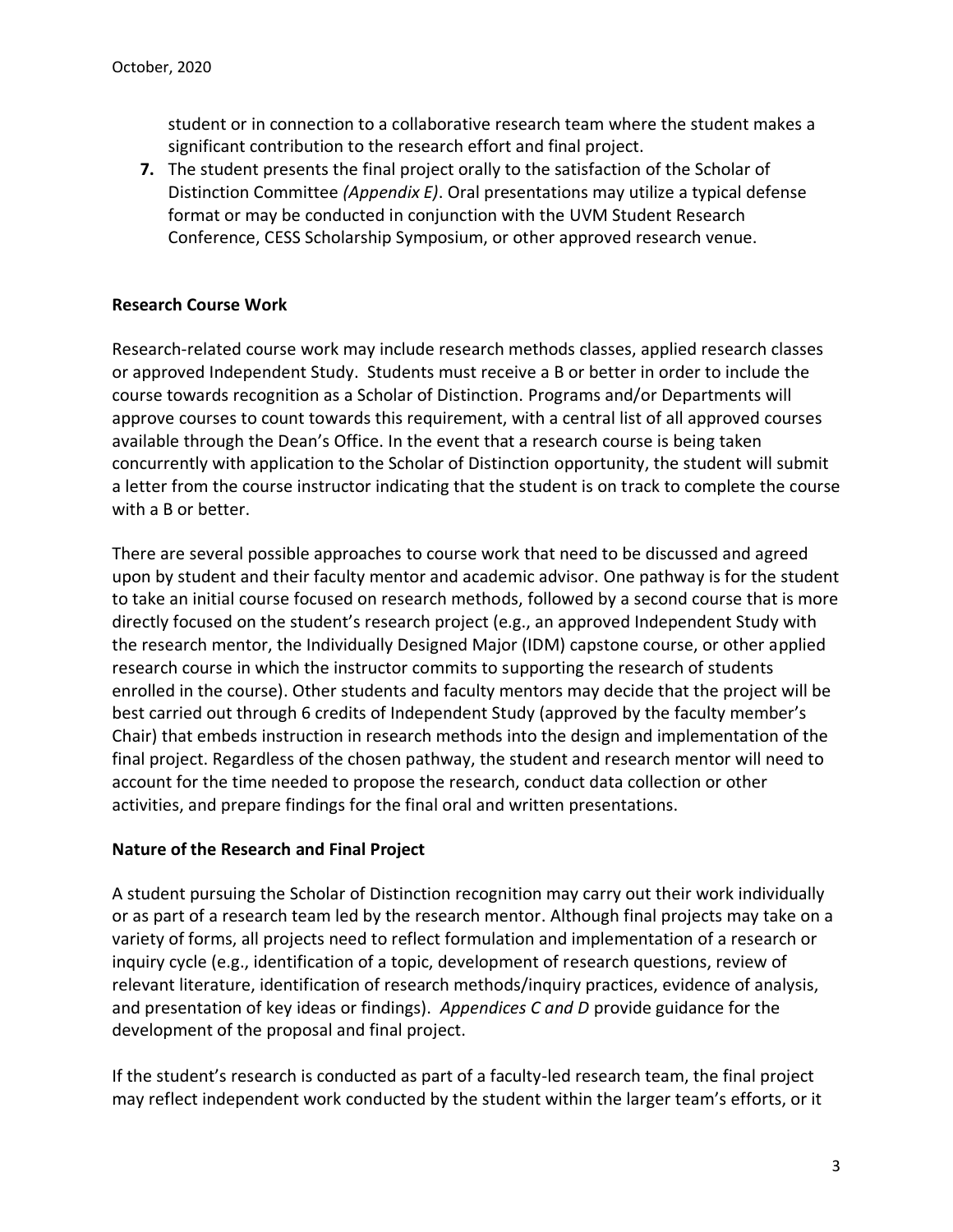student or in connection to a collaborative research team where the student makes a significant contribution to the research effort and final project.

7. The student presents the final project orally to the satisfaction of the Scholar of Distinction Committee *(Appendix E)*. Oral presentations may utilize a typical defense format or may be conducted in conjunction with the UVM Student Research Conference, CESS Scholarship Symposium, or other approved research venue.

**Research Course Work**

Research-related course work may include research methods classes, applied research classes or approved Independent Study. Students must receive a B or better in order to include the course towards recognition as a Scholar of Distinction. Programs and/or Departments will approve courses to count towards this requirement, with a central list of all approved courses available through the Dean's Office. In the event that a research course is being taken concurrently with application to the Scholar of Distinction opportunity, the student will submit a letter from the course instructor indicating that the student is on track to complete the course with a B or better.

There are several possible approaches to course work that need to be discussed and agreed upon by student and their faculty mentor and academic advisor. One pathway is for the student to take an initial course focused on research methods, followed by a second course that is more directly focused on the student's research project (e.g., an approved Independent Study with the research mentor, the Individually Designed Major (IDM) capstone course, or other applied research course in which the instructor commits to supporting the research of students enrolled in the course). Other students and faculty mentors may decide that the project will be best carried out through 6 credits of Independent Study (approved by the faculty member's Chair) that embeds instruction in research methods into the design and implementation of the final project. Regardless of the chosen pathway, the student and research mentor will need to account for the time needed to propose the research, conduct data collection or other activities, and prepare findings for the final oral and written presentations.

**Nature of the Research and Final Project**

A student pursuing the Scholar of Distinction recognition may carry out their work individually or as part of a research team led by the research mentor. Although final projects may take on a variety of forms, all projects need to reflect formulation and implementation of a research or inquiry cycle (e.g., identification of a topic, development of research questions, review of relevant literature, identification of research methods/inquiry practices, evidence of analysis, and presentation of key ideas or findings). *Appendices C and D* provide guidance for the development of the proposal and final project.

If the student's research is conducted as part of a faculty-led research team, the final project may reflect independent work conducted by the student within the larger team's efforts, or it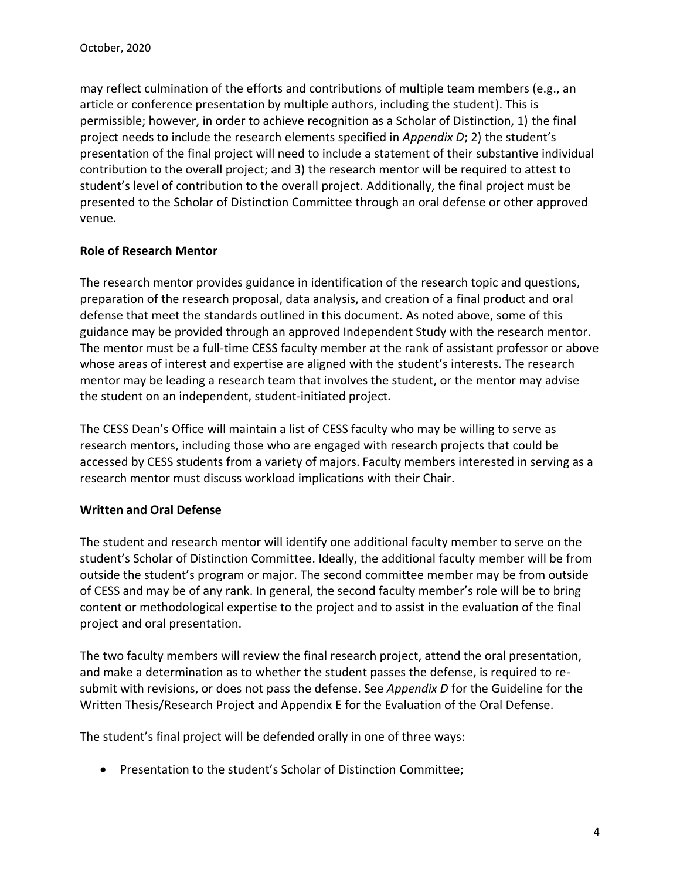may reflect culmination of the efforts and contributions of multiple team members (e.g., an article or conference presentation by multiple authors, including the student). This is permissible; however, in order to achieve recognition as a Scholar of Distinction, 1) the final project needs to include the research elements specified in *Appendix D*; 2) the student's presentation of the final project will need to include a statement of their substantive individual contribution to the overall project; and 3) the research mentor will be required to attest to student's level of contribution to the overall project. Additionally, the final project must be presented to the Scholar of Distinction Committee through an oral defense or other approved venue.

**Role of Research Mentor**

The research mentor provides guidance in identification of the research topic and questions, preparation of the research proposal, data analysis, and creation of a final product and oral defense that meet the standards outlined in this document. As noted above, some of this guidance may be provided through an approved Independent Study with the research mentor. The mentor must be a full-time CESS faculty member at the rank of assistant professor or above whose areas of interest and expertise are aligned with the student's interests. The research mentor may be leading a research team that involves the student, or the mentor may advise the student on an independent, student-initiated project.

The CESS Dean's Office will maintain a list of CESS faculty who may be willing to serve as research mentors, including those who are engaged with research projects that could be accessed by CESS students from a variety of majors. Faculty members interested in serving as a research mentor must discuss workload implications with their Chair.

**Written and Oral Defense**

The student and research mentor will identify one additional faculty member to serve on the student's Scholar of Distinction Committee. Ideally, the additional faculty member will be from outside the student's program or major. The second committee member may be from outside of CESS and may be of any rank. In general, the second faculty member's role will be to bring content or methodological expertise to the project and to assist in the evaluation of the final project and oral presentation.

The two faculty members will review the final research project, attend the oral presentation, and make a determination as to whether the student passes the defense, is required to re-submit with revisions, or does not pass the defense. See *Appendix D* for the Guideline for the Written Thesis/Research Project and Appendix E for the Evaluation of the Oral Defense.

The student's final project will be defended orally in one of three ways:

- Presentation to the student's Scholar of Distinction Committee;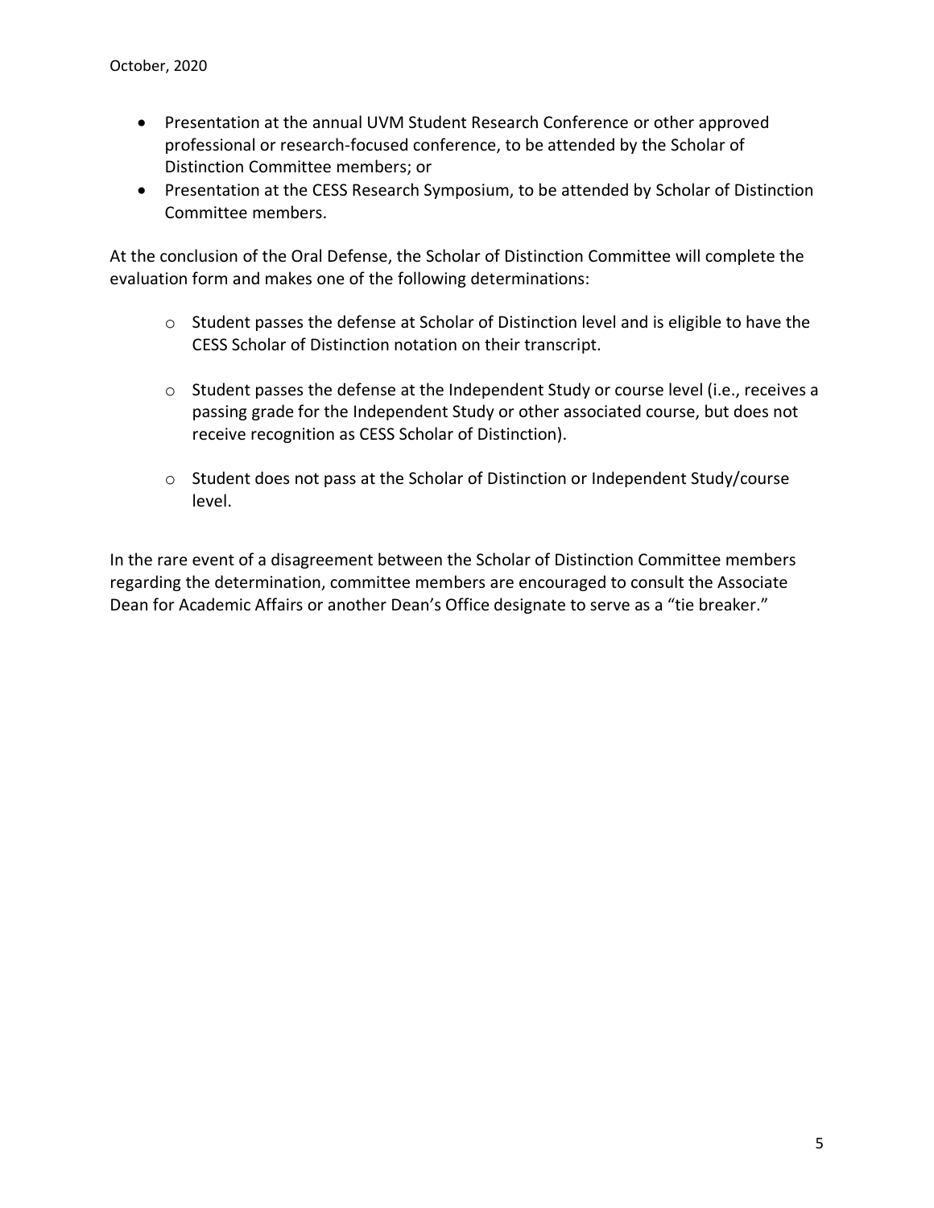- Presentation at the annual UVM Student Research Conference or other approved professional or research-focused conference, to be attended by the Scholar of Distinction Committee members; or
- Presentation at the CESS Research Symposium, to be attended by Scholar of Distinction Committee members.

At the conclusion of the Oral Defense, the Scholar of Distinction Committee will complete the evaluation form and makes one of the following determinations:

- Student passes the defense at Scholar of Distinction level and is eligible to have the CESS Scholar of Distinction notation on their transcript.

- Student passes the defense at the Independent Study or course level (i.e., receives a passing grade for the Independent Study or other associated course, but does not receive recognition as CESS Scholar of Distinction).

- Student does not pass at the Scholar of Distinction or Independent Study/course level.

In the rare event of a disagreement between the Scholar of Distinction Committee members regarding the determination, committee members are encouraged to consult the Associate Dean for Academic Affairs or another Dean's Office designate to serve as a "tie breaker."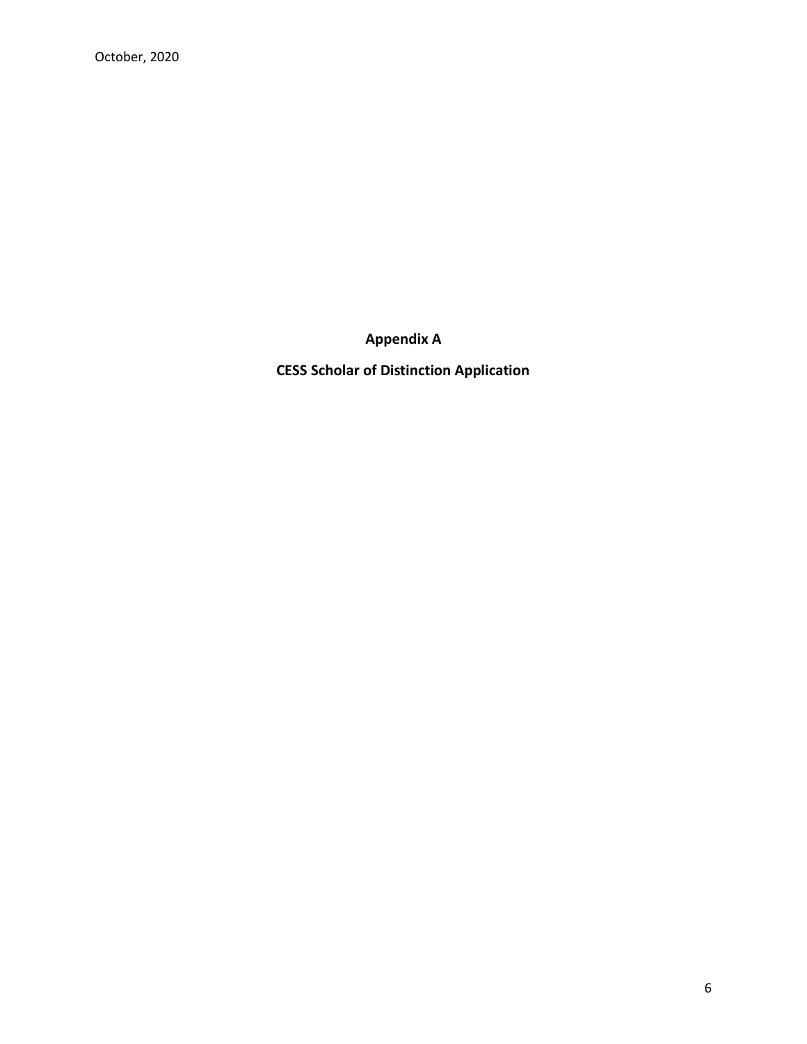**Appendix A**

**CESS Scholar of Distinction Application**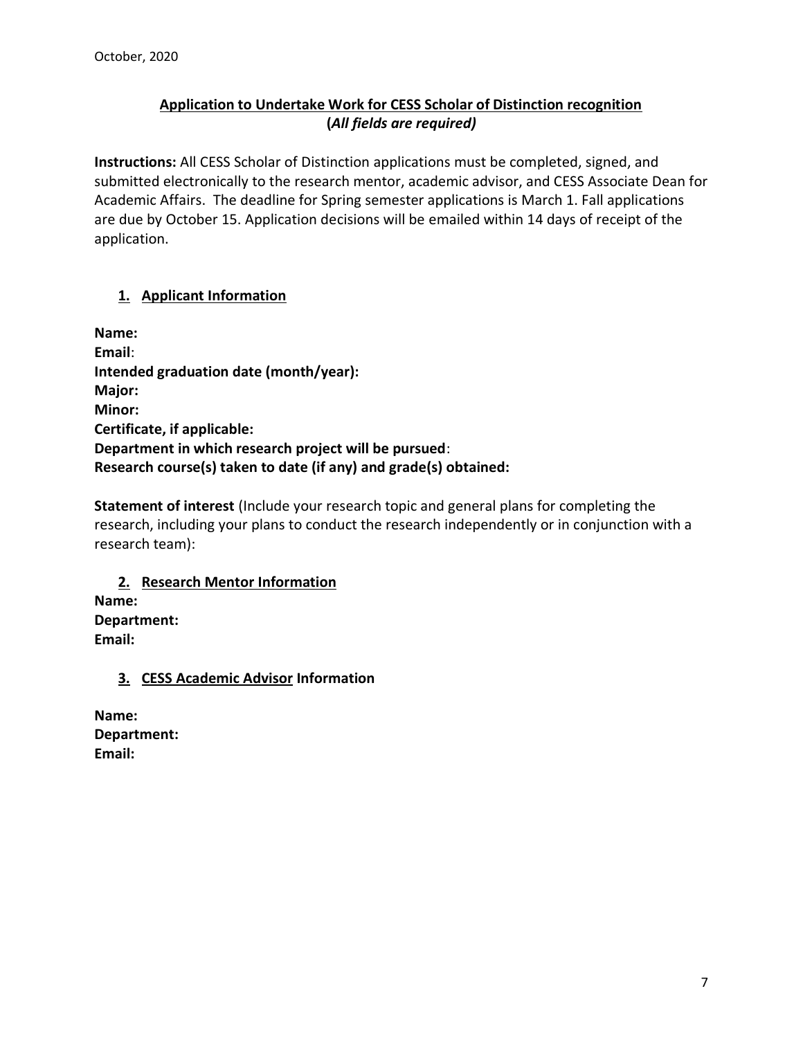October, 2020

## Application to Undertake Work for CESS Scholar of Distinction recognition
**(*All fields are required)***

**Instructions:** All CESS Scholar of Distinction applications must be completed, signed, and submitted electronically to the research mentor, academic advisor, and CESS Associate Dean for Academic Affairs. The deadline for Spring semester applications is March 1. Fall applications are due by October 15. Application decisions will be emailed within 14 days of receipt of the application.

### 1. Applicant Information

**Name:**
**Email**:
**Intended graduation date (month/year):**
**Major:**
**Minor:**
**Certificate, if applicable:**
**Department in which research project will be pursued**:
**Research course(s) taken to date (if any) and grade(s) obtained:**

**Statement of interest** (Include your research topic and general plans for completing the research, including your plans to conduct the research independently or in conjunction with a research team):

### 2. Research Mentor Information

**Name:**
**Department:**
**Email:**

### 3. CESS Academic Advisor Information

**Name:**
**Department:**
**Email:**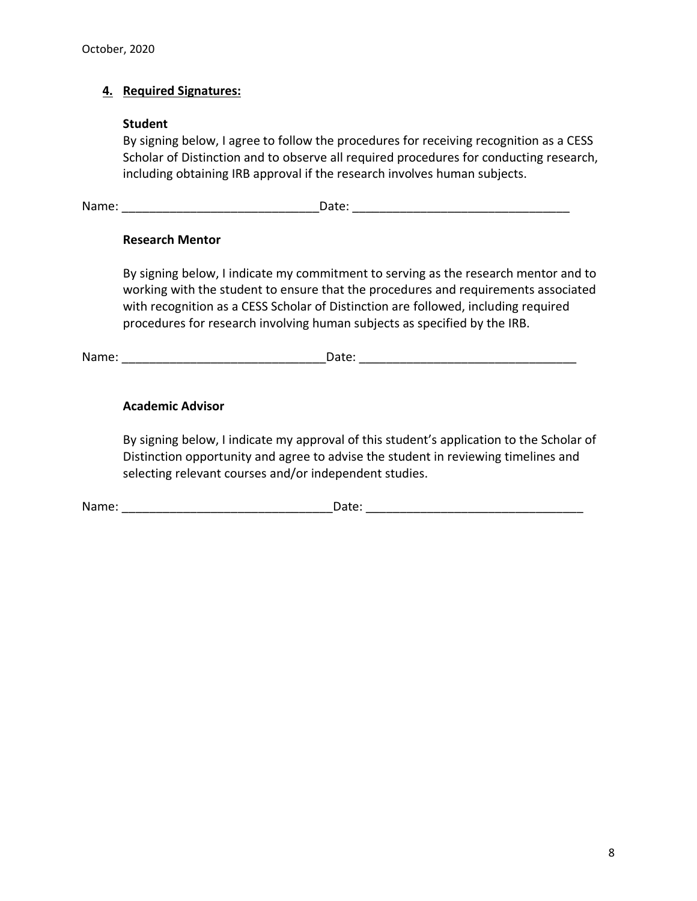## 4. Required Signatures:

**Student**

By signing below, I agree to follow the procedures for receiving recognition as a CESS Scholar of Distinction and to observe all required procedures for conducting research, including obtaining IRB approval if the research involves human subjects.

Name: _____________________________Date: ________________________________

**Research Mentor**

By signing below, I indicate my commitment to serving as the research mentor and to working with the student to ensure that the procedures and requirements associated with recognition as a CESS Scholar of Distinction are followed, including required procedures for research involving human subjects as specified by the IRB.

Name: ______________________________Date: ________________________________

**Academic Advisor**

By signing below, I indicate my approval of this student's application to the Scholar of Distinction opportunity and agree to advise the student in reviewing timelines and selecting relevant courses and/or independent studies.

Name: _______________________________Date: ________________________________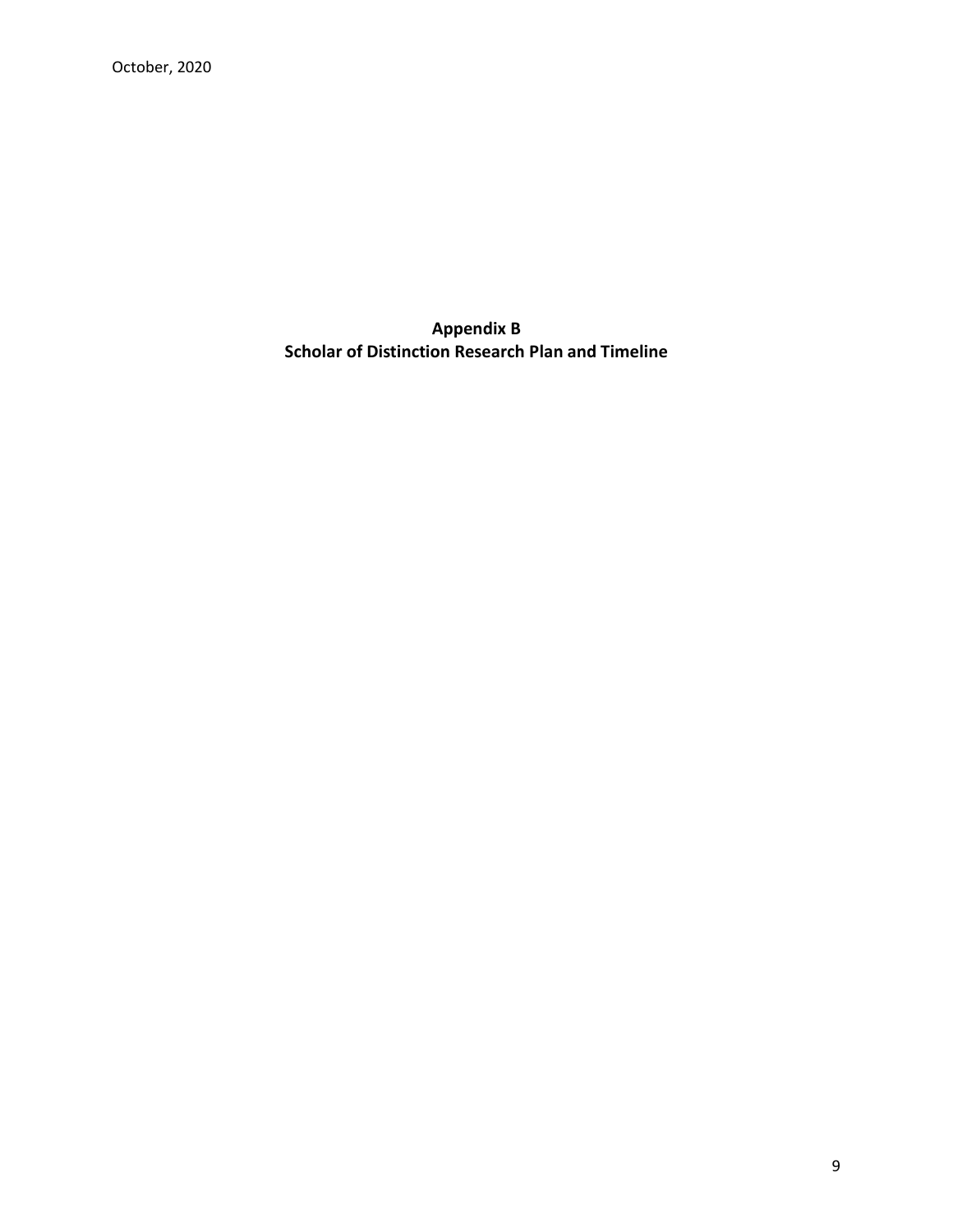October, 2020

# Appendix B
# Scholar of Distinction Research Plan and Timeline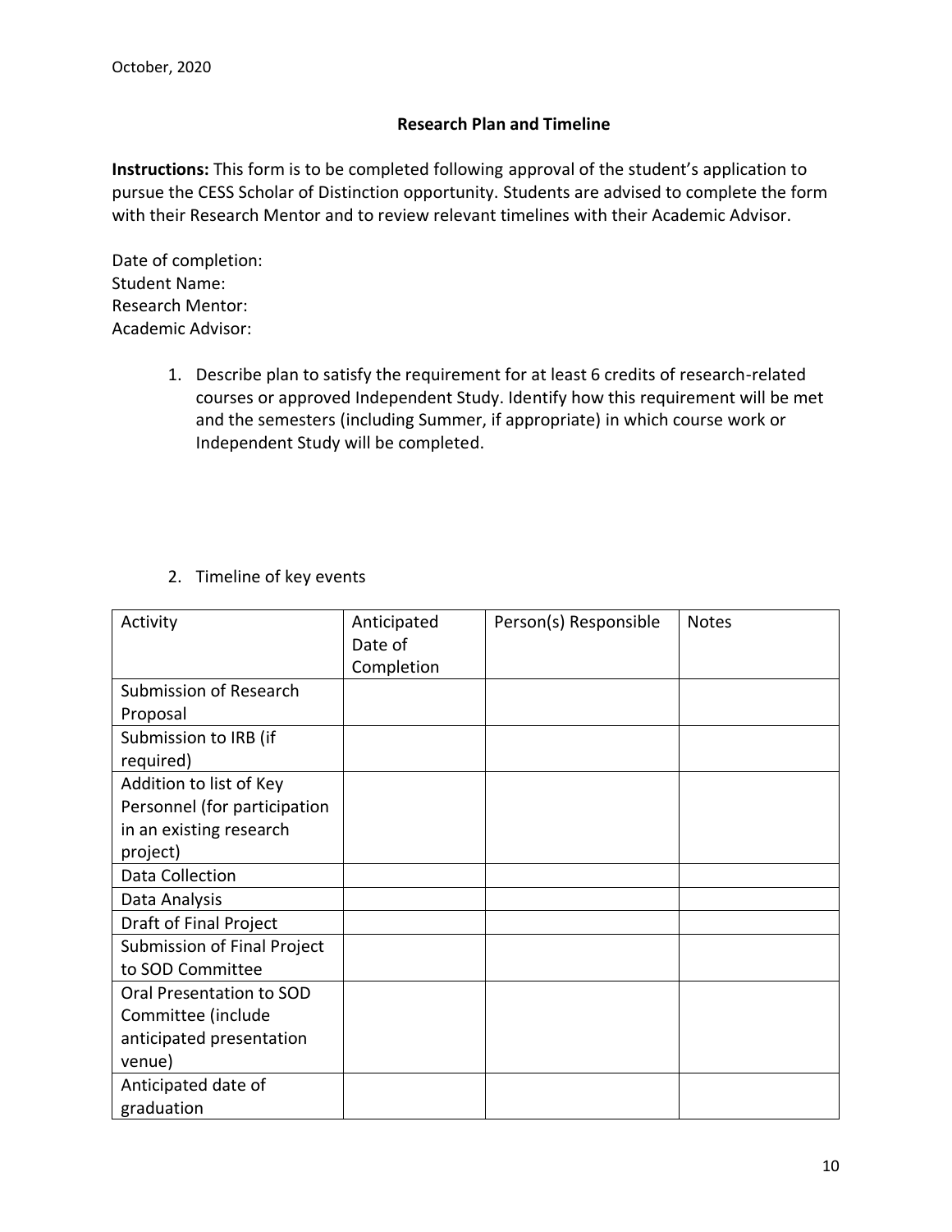October, 2020

## Research Plan and Timeline

**Instructions:** This form is to be completed following approval of the student's application to pursue the CESS Scholar of Distinction opportunity. Students are advised to complete the form with their Research Mentor and to review relevant timelines with their Academic Advisor.

Date of completion:
Student Name:
Research Mentor:
Academic Advisor:

1. Describe plan to satisfy the requirement for at least 6 credits of research-related courses or approved Independent Study. Identify how this requirement will be met and the semesters (including Summer, if appropriate) in which course work or Independent Study will be completed.

2. Timeline of key events

| Activity | Anticipated Date of Completion | Person(s) Responsible | Notes |
|---|---|---|---|
| Submission of Research Proposal | | | |
| Submission to IRB (if required) | | | |
| Addition to list of Key Personnel (for participation in an existing research project) | | | |
| Data Collection | | | |
| Data Analysis | | | |
| Draft of Final Project | | | |
| Submission of Final Project to SOD Committee | | | |
| Oral Presentation to SOD Committee (include anticipated presentation venue) | | | |
| Anticipated date of graduation | | | |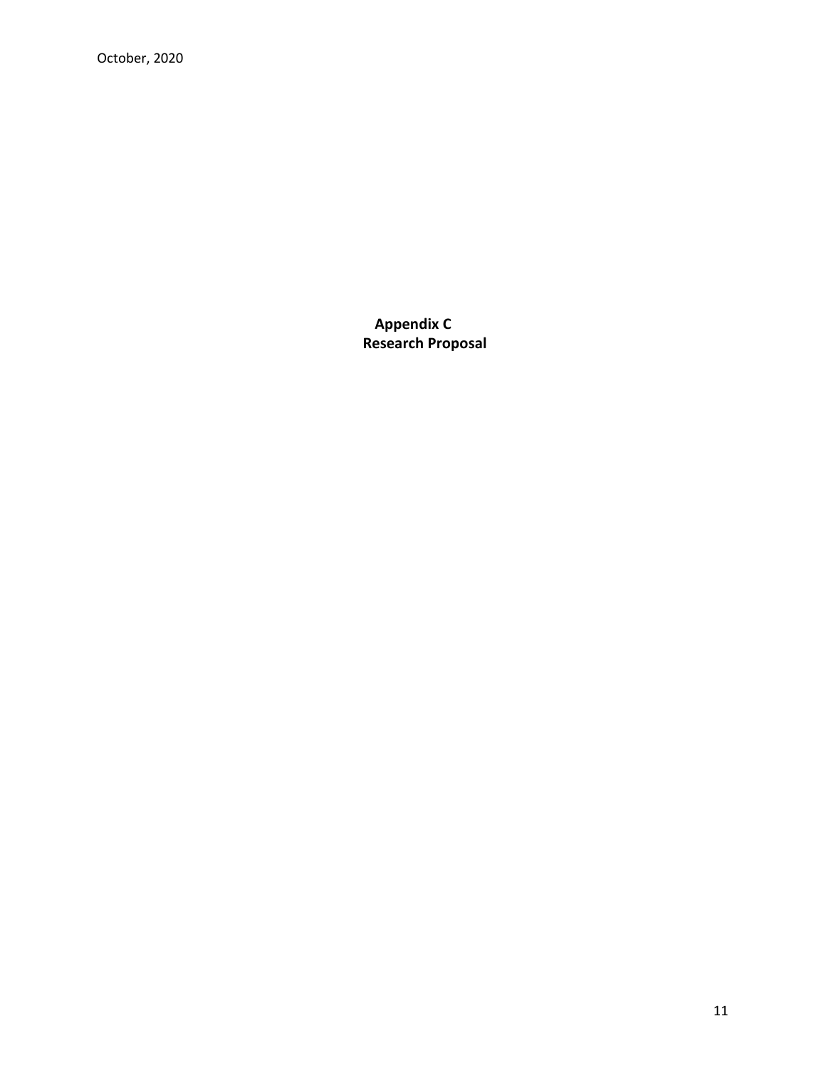# Appendix C
## Research Proposal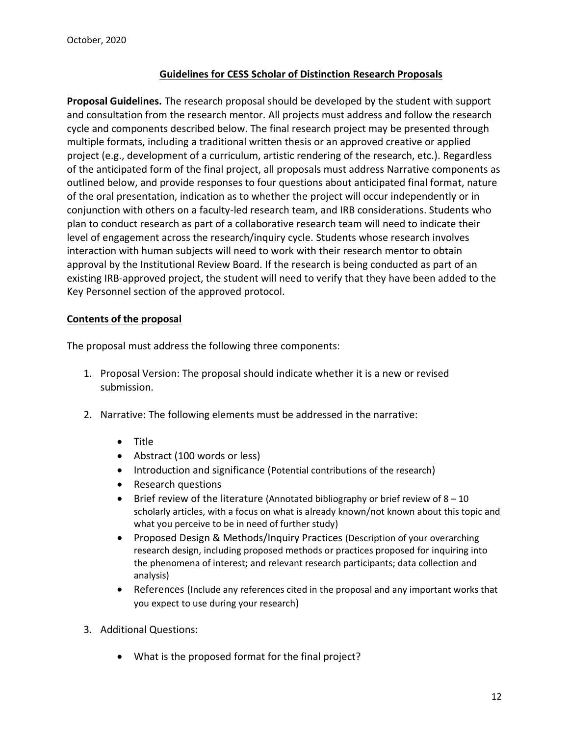October, 2020

## Guidelines for CESS Scholar of Distinction Research Proposals

**Proposal Guidelines.** The research proposal should be developed by the student with support and consultation from the research mentor. All projects must address and follow the research cycle and components described below. The final research project may be presented through multiple formats, including a traditional written thesis or an approved creative or applied project (e.g., development of a curriculum, artistic rendering of the research, etc.). Regardless of the anticipated form of the final project, all proposals must address Narrative components as outlined below, and provide responses to four questions about anticipated final format, nature of the oral presentation, indication as to whether the project will occur independently or in conjunction with others on a faculty-led research team, and IRB considerations. Students who plan to conduct research as part of a collaborative research team will need to indicate their level of engagement across the research/inquiry cycle. Students whose research involves interaction with human subjects will need to work with their research mentor to obtain approval by the Institutional Review Board. If the research is being conducted as part of an existing IRB-approved project, the student will need to verify that they have been added to the Key Personnel section of the approved protocol.

### Contents of the proposal

The proposal must address the following three components:

1. Proposal Version: The proposal should indicate whether it is a new or revised submission.

2. Narrative: The following elements must be addressed in the narrative:

    - Title
    - Abstract (100 words or less)
    - Introduction and significance (Potential contributions of the research)
    - Research questions
    - Brief review of the literature (Annotated bibliography or brief review of 8 – 10 scholarly articles, with a focus on what is already known/not known about this topic and what you perceive to be in need of further study)
    - Proposed Design & Methods/Inquiry Practices (Description of your overarching research design, including proposed methods or practices proposed for inquiring into the phenomena of interest; and relevant research participants; data collection and analysis)
    - References (Include any references cited in the proposal and any important works that you expect to use during your research)

3. Additional Questions:

    - What is the proposed format for the final project?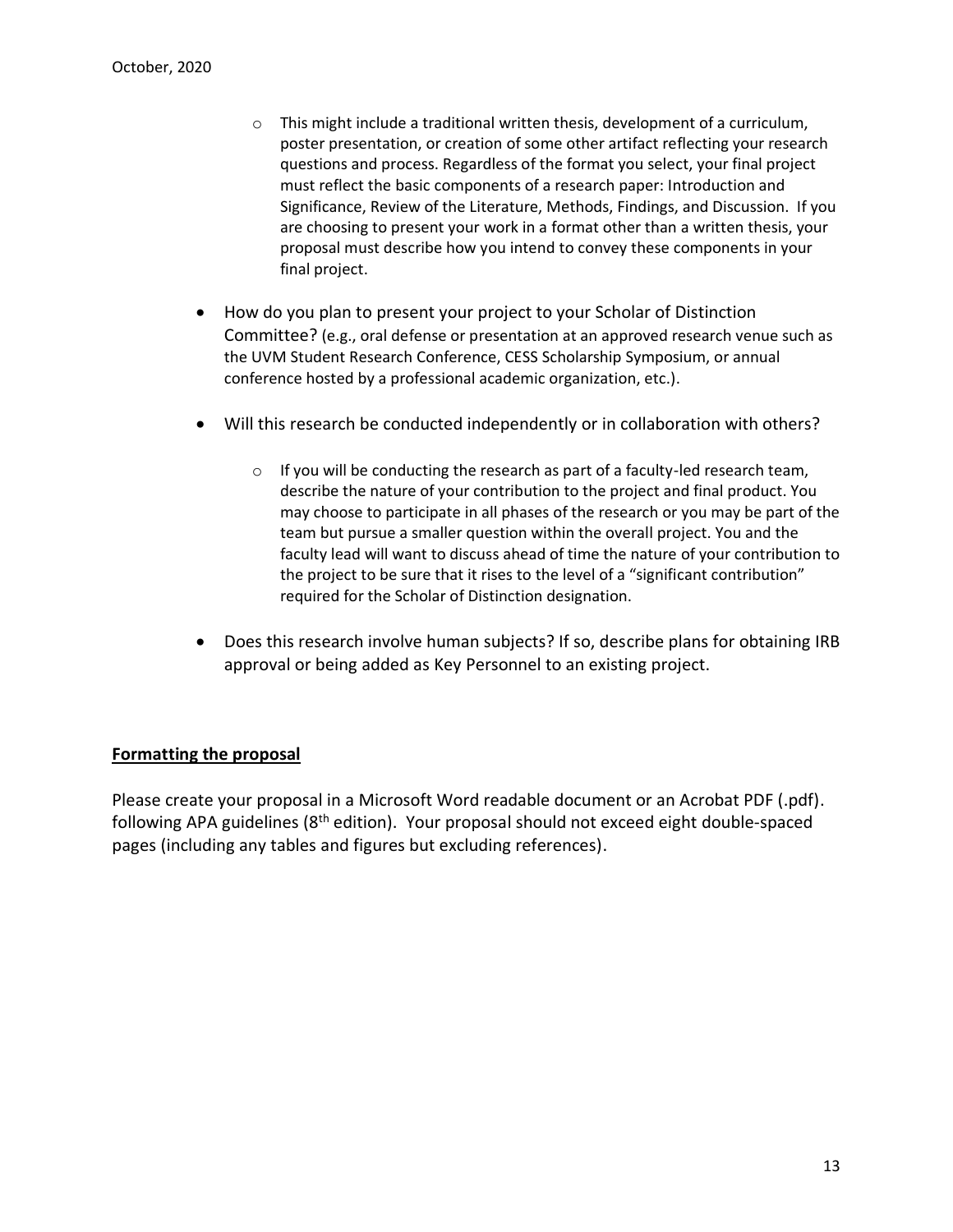- This might include a traditional written thesis, development of a curriculum, poster presentation, or creation of some other artifact reflecting your research questions and process. Regardless of the format you select, your final project must reflect the basic components of a research paper: Introduction and Significance, Review of the Literature, Methods, Findings, and Discussion. If you are choosing to present your work in a format other than a written thesis, your proposal must describe how you intend to convey these components in your final project.

- How do you plan to present your project to your Scholar of Distinction Committee? (e.g., oral defense or presentation at an approved research venue such as the UVM Student Research Conference, CESS Scholarship Symposium, or annual conference hosted by a professional academic organization, etc.).

- Will this research be conducted independently or in collaboration with others?

  - If you will be conducting the research as part of a faculty-led research team, describe the nature of your contribution to the project and final product. You may choose to participate in all phases of the research or you may be part of the team but pursue a smaller question within the overall project. You and the faculty lead will want to discuss ahead of time the nature of your contribution to the project to be sure that it rises to the level of a "significant contribution" required for the Scholar of Distinction designation.

- Does this research involve human subjects? If so, describe plans for obtaining IRB approval or being added as Key Personnel to an existing project.

**Formatting the proposal**

Please create your proposal in a Microsoft Word readable document or an Acrobat PDF (.pdf). following APA guidelines (8th edition). Your proposal should not exceed eight double-spaced pages (including any tables and figures but excluding references).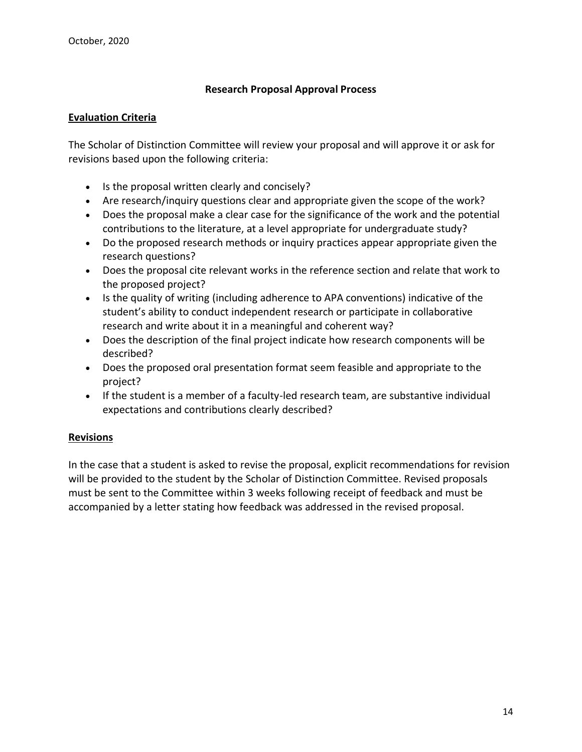October, 2020

## Research Proposal Approval Process

### Evaluation Criteria

The Scholar of Distinction Committee will review your proposal and will approve it or ask for revisions based upon the following criteria:

- Is the proposal written clearly and concisely?
- Are research/inquiry questions clear and appropriate given the scope of the work?
- Does the proposal make a clear case for the significance of the work and the potential contributions to the literature, at a level appropriate for undergraduate study?
- Do the proposed research methods or inquiry practices appear appropriate given the research questions?
- Does the proposal cite relevant works in the reference section and relate that work to the proposed project?
- Is the quality of writing (including adherence to APA conventions) indicative of the student's ability to conduct independent research or participate in collaborative research and write about it in a meaningful and coherent way?
- Does the description of the final project indicate how research components will be described?
- Does the proposed oral presentation format seem feasible and appropriate to the project?
- If the student is a member of a faculty-led research team, are substantive individual expectations and contributions clearly described?

### Revisions

In the case that a student is asked to revise the proposal, explicit recommendations for revision will be provided to the student by the Scholar of Distinction Committee. Revised proposals must be sent to the Committee within 3 weeks following receipt of feedback and must be accompanied by a letter stating how feedback was addressed in the revised proposal.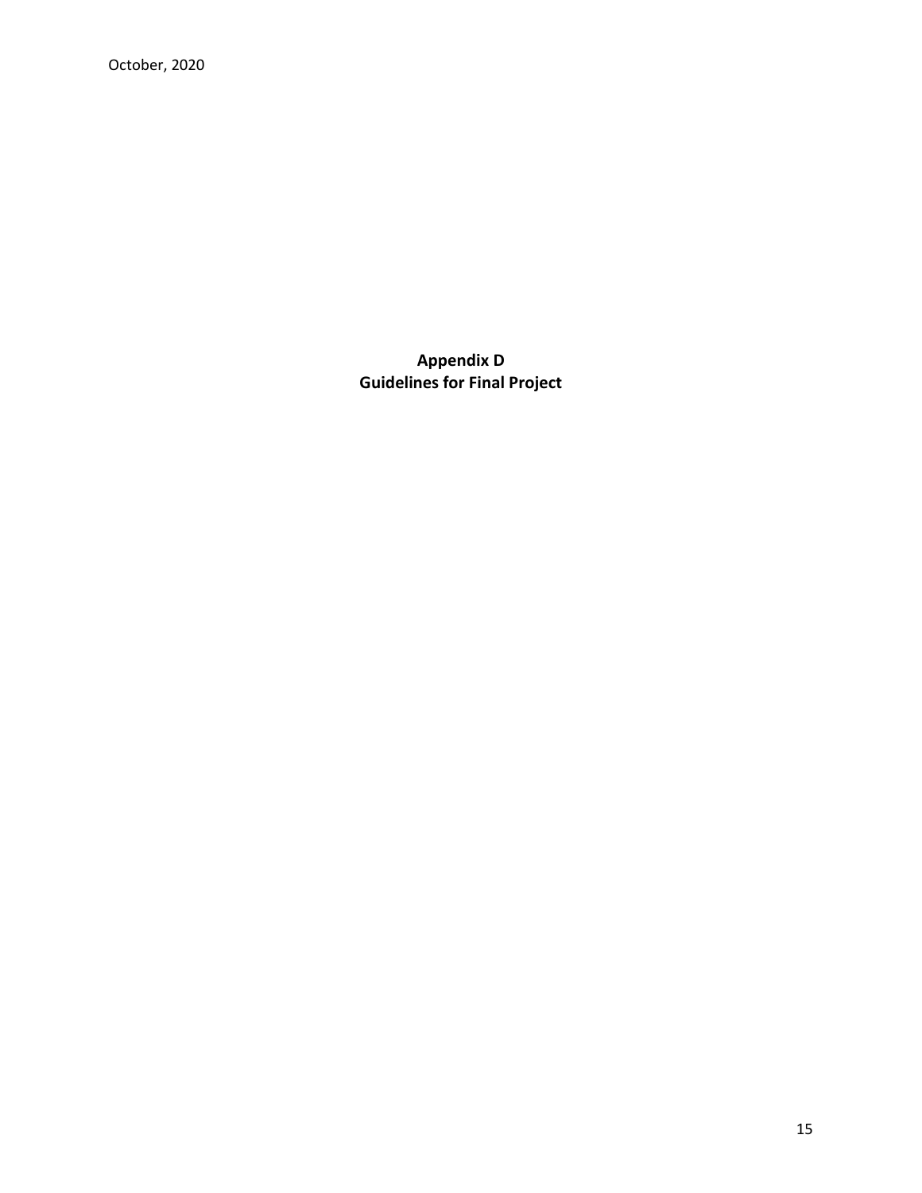October, 2020

**Appendix D**
**Guidelines for Final Project**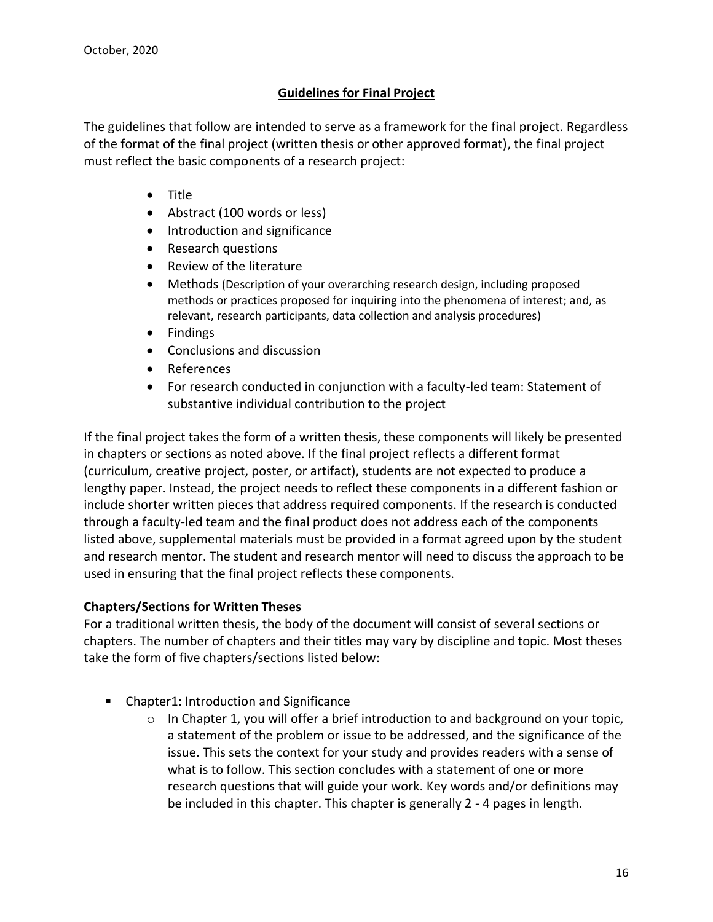October, 2020

## Guidelines for Final Project

The guidelines that follow are intended to serve as a framework for the final project. Regardless of the format of the final project (written thesis or other approved format), the final project must reflect the basic components of a research project:

- Title
- Abstract (100 words or less)
- Introduction and significance
- Research questions
- Review of the literature
- Methods (Description of your overarching research design, including proposed methods or practices proposed for inquiring into the phenomena of interest; and, as relevant, research participants, data collection and analysis procedures)
- Findings
- Conclusions and discussion
- References
- For research conducted in conjunction with a faculty-led team: Statement of substantive individual contribution to the project

If the final project takes the form of a written thesis, these components will likely be presented in chapters or sections as noted above. If the final project reflects a different format (curriculum, creative project, poster, or artifact), students are not expected to produce a lengthy paper. Instead, the project needs to reflect these components in a different fashion or include shorter written pieces that address required components. If the research is conducted through a faculty-led team and the final product does not address each of the components listed above, supplemental materials must be provided in a format agreed upon by the student and research mentor. The student and research mentor will need to discuss the approach to be used in ensuring that the final project reflects these components.

### Chapters/Sections for Written Theses

For a traditional written thesis, the body of the document will consist of several sections or chapters. The number of chapters and their titles may vary by discipline and topic. Most theses take the form of five chapters/sections listed below:

- Chapter1: Introduction and Significance
  - In Chapter 1, you will offer a brief introduction to and background on your topic, a statement of the problem or issue to be addressed, and the significance of the issue. This sets the context for your study and provides readers with a sense of what is to follow. This section concludes with a statement of one or more research questions that will guide your work. Key words and/or definitions may be included in this chapter. This chapter is generally 2 - 4 pages in length.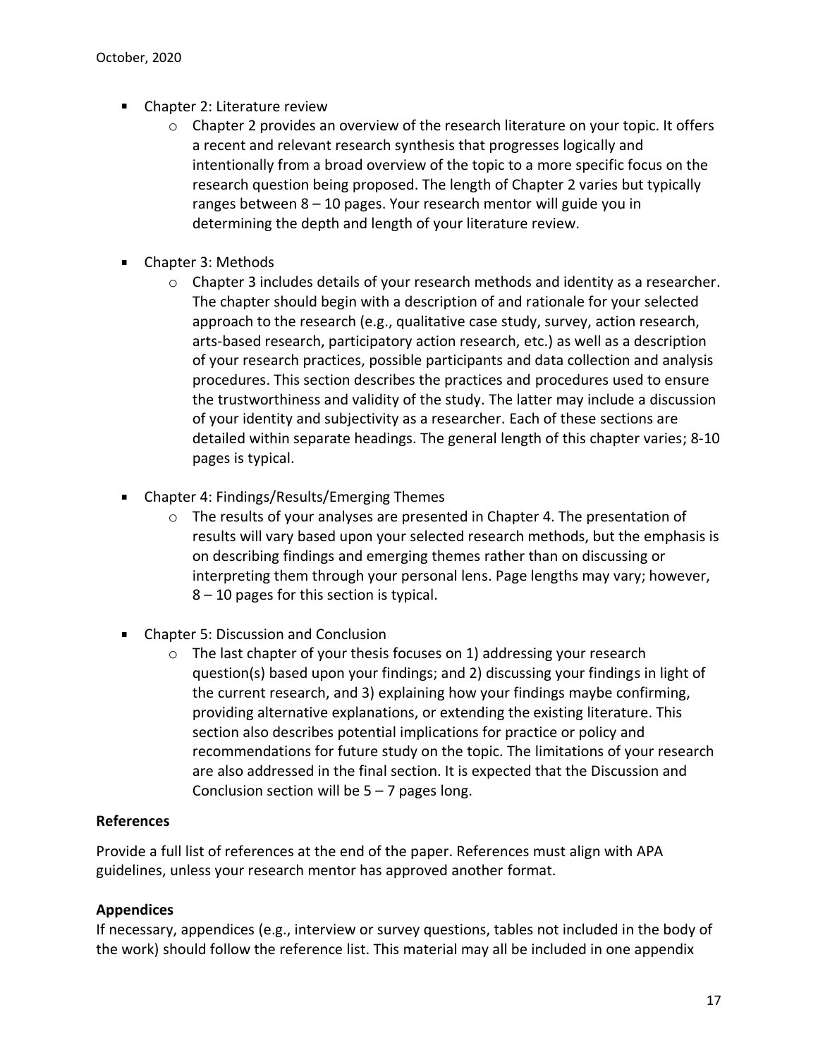- Chapter 2: Literature review
  - Chapter 2 provides an overview of the research literature on your topic. It offers a recent and relevant research synthesis that progresses logically and intentionally from a broad overview of the topic to a more specific focus on the research question being proposed. The length of Chapter 2 varies but typically ranges between 8 – 10 pages. Your research mentor will guide you in determining the depth and length of your literature review.

- Chapter 3: Methods
  - Chapter 3 includes details of your research methods and identity as a researcher. The chapter should begin with a description of and rationale for your selected approach to the research (e.g., qualitative case study, survey, action research, arts-based research, participatory action research, etc.) as well as a description of your research practices, possible participants and data collection and analysis procedures. This section describes the practices and procedures used to ensure the trustworthiness and validity of the study. The latter may include a discussion of your identity and subjectivity as a researcher. Each of these sections are detailed within separate headings. The general length of this chapter varies; 8-10 pages is typical.

- Chapter 4: Findings/Results/Emerging Themes
  - The results of your analyses are presented in Chapter 4. The presentation of results will vary based upon your selected research methods, but the emphasis is on describing findings and emerging themes rather than on discussing or interpreting them through your personal lens. Page lengths may vary; however, 8 – 10 pages for this section is typical.

- Chapter 5: Discussion and Conclusion
  - The last chapter of your thesis focuses on 1) addressing your research question(s) based upon your findings; and 2) discussing your findings in light of the current research, and 3) explaining how your findings maybe confirming, providing alternative explanations, or extending the existing literature. This section also describes potential implications for practice or policy and recommendations for future study on the topic. The limitations of your research are also addressed in the final section. It is expected that the Discussion and Conclusion section will be 5 – 7 pages long.

**References**

Provide a full list of references at the end of the paper. References must align with APA guidelines, unless your research mentor has approved another format.

**Appendices**

If necessary, appendices (e.g., interview or survey questions, tables not included in the body of the work) should follow the reference list. This material may all be included in one appendix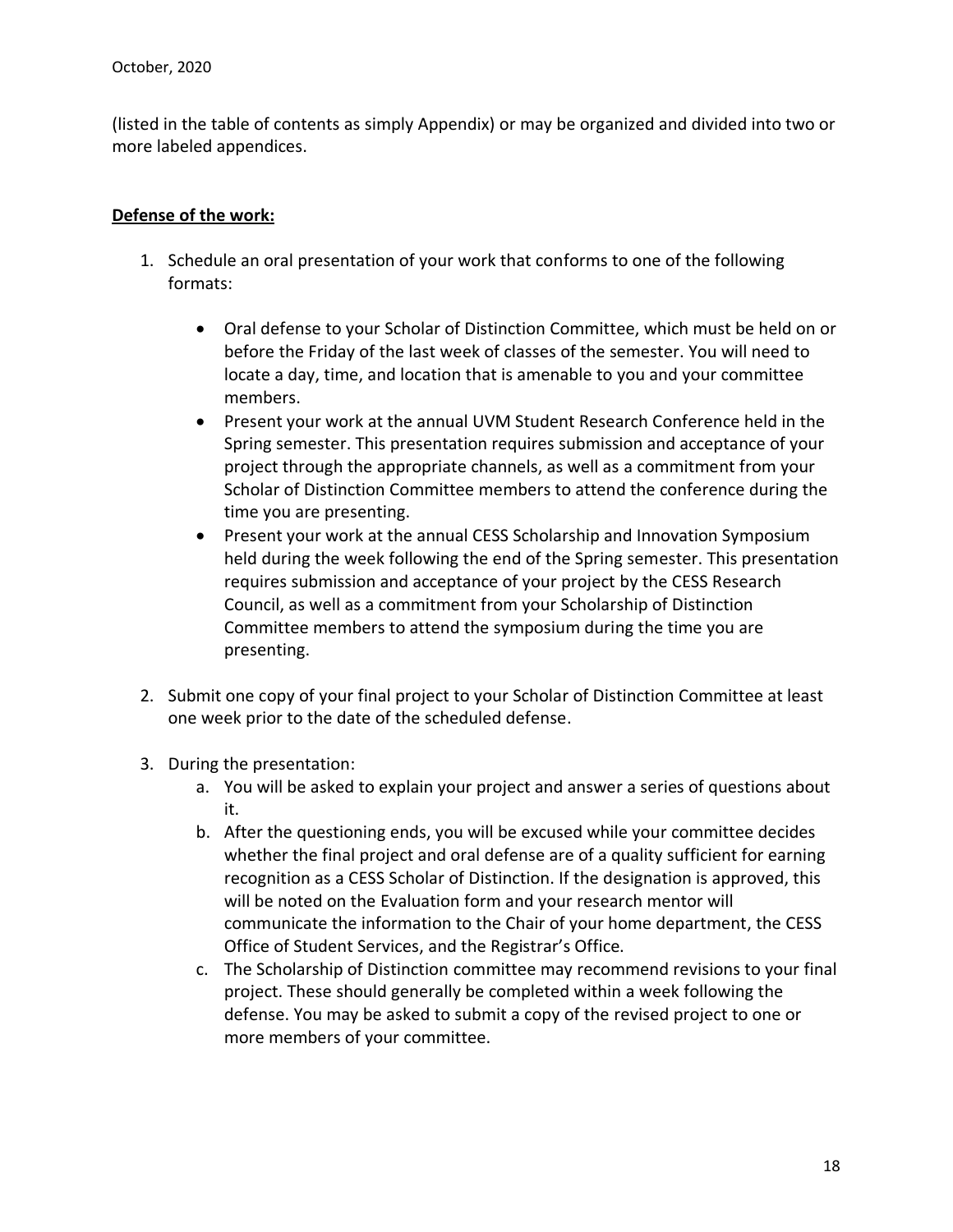(listed in the table of contents as simply Appendix) or may be organized and divided into two or more labeled appendices.

**Defense of the work:**

1. Schedule an oral presentation of your work that conforms to one of the following formats:

   - Oral defense to your Scholar of Distinction Committee, which must be held on or before the Friday of the last week of classes of the semester. You will need to locate a day, time, and location that is amenable to you and your committee members.
   - Present your work at the annual UVM Student Research Conference held in the Spring semester. This presentation requires submission and acceptance of your project through the appropriate channels, as well as a commitment from your Scholar of Distinction Committee members to attend the conference during the time you are presenting.
   - Present your work at the annual CESS Scholarship and Innovation Symposium held during the week following the end of the Spring semester. This presentation requires submission and acceptance of your project by the CESS Research Council, as well as a commitment from your Scholarship of Distinction Committee members to attend the symposium during the time you are presenting.

2. Submit one copy of your final project to your Scholar of Distinction Committee at least one week prior to the date of the scheduled defense.

3. During the presentation:
   a. You will be asked to explain your project and answer a series of questions about it.
   b. After the questioning ends, you will be excused while your committee decides whether the final project and oral defense are of a quality sufficient for earning recognition as a CESS Scholar of Distinction. If the designation is approved, this will be noted on the Evaluation form and your research mentor will communicate the information to the Chair of your home department, the CESS Office of Student Services, and the Registrar's Office.
   c. The Scholarship of Distinction committee may recommend revisions to your final project. These should generally be completed within a week following the defense. You may be asked to submit a copy of the revised project to one or more members of your committee.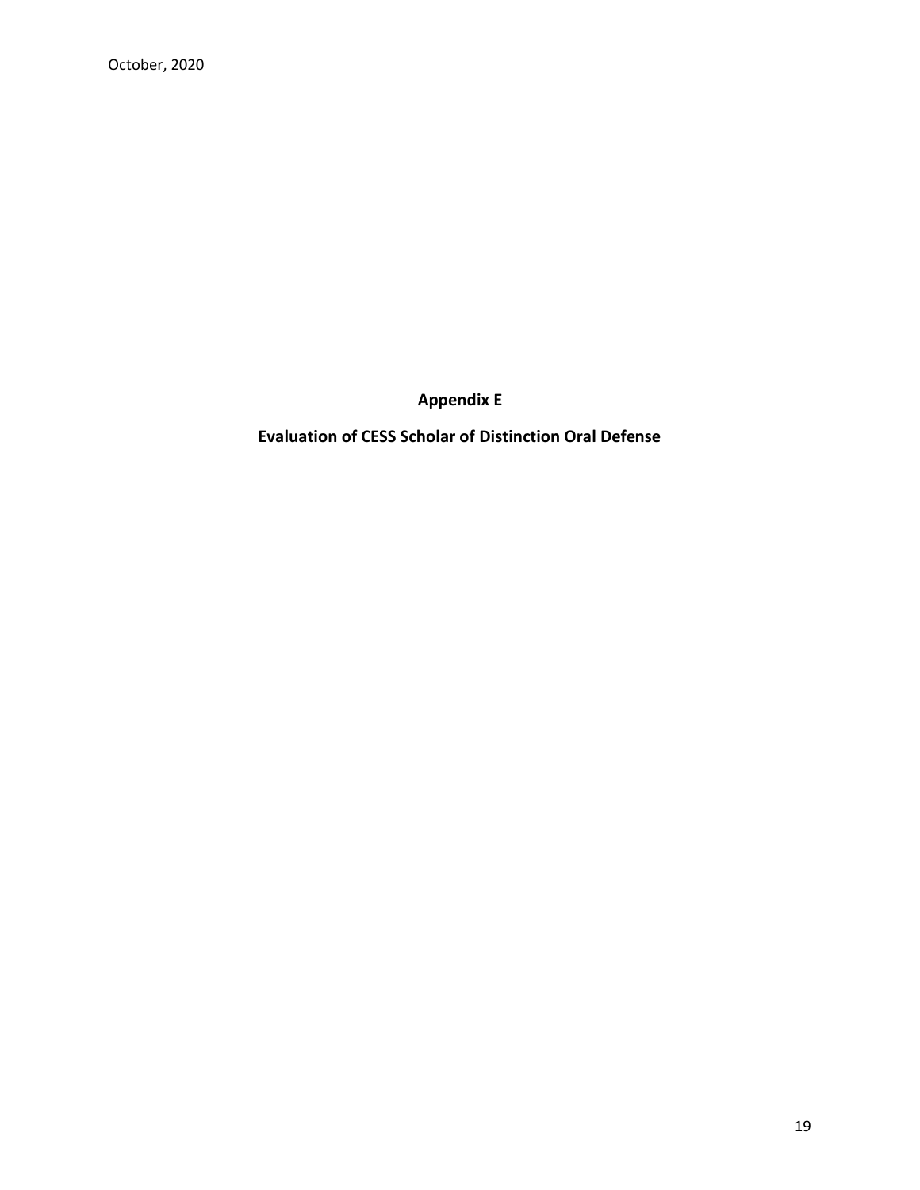# Appendix E

## Evaluation of CESS Scholar of Distinction Oral Defense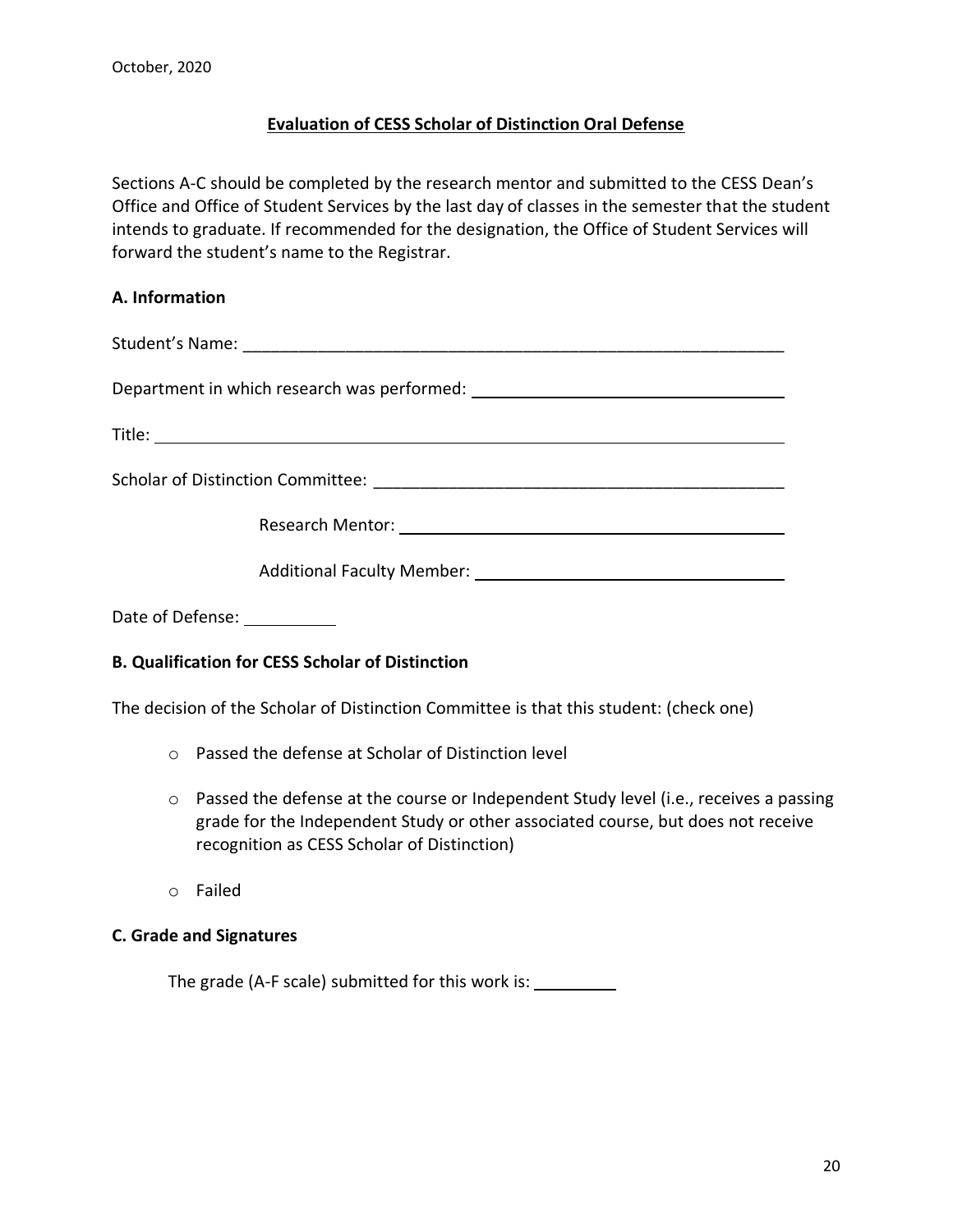October, 2020

**Evaluation of CESS Scholar of Distinction Oral Defense**

Sections A-C should be completed by the research mentor and submitted to the CESS Dean's Office and Office of Student Services by the last day of classes in the semester that the student intends to graduate. If recommended for the designation, the Office of Student Services will forward the student's name to the Registrar.

**A. Information**

Student's Name: ____________________________________________________________

Department in which research was performed: ________________________________

Title: ______________________________________________________________________

Scholar of Distinction Committee: ____________________________________________

Research Mentor: ________________________________________

Additional Faculty Member: ________________________________

Date of Defense: __________

**B. Qualification for CESS Scholar of Distinction**

The decision of the Scholar of Distinction Committee is that this student: (check one)

- Passed the defense at Scholar of Distinction level
- Passed the defense at the course or Independent Study level (i.e., receives a passing grade for the Independent Study or other associated course, but does not receive recognition as CESS Scholar of Distinction)
- Failed

**C. Grade and Signatures**

The grade (A-F scale) submitted for this work is: _________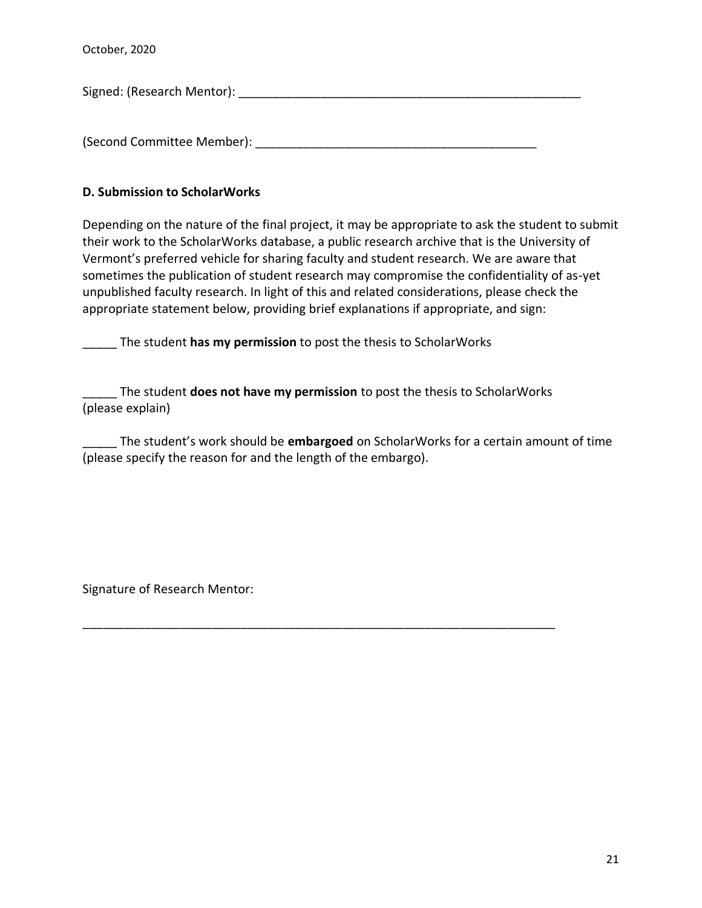October, 2020

Signed: (Research Mentor): _____________________________________________________

(Second Committee Member): _________________________________________

**D. Submission to ScholarWorks**

Depending on the nature of the final project, it may be appropriate to ask the student to submit their work to the ScholarWorks database, a public research archive that is the University of Vermont's preferred vehicle for sharing faculty and student research. We are aware that sometimes the publication of student research may compromise the confidentiality of as-yet unpublished faculty research. In light of this and related considerations, please check the appropriate statement below, providing brief explanations if appropriate, and sign:

_____ The student **has my permission** to post the thesis to ScholarWorks

_____ The student **does not have my permission** to post the thesis to ScholarWorks (please explain)

_____ The student's work should be **embargoed** on ScholarWorks for a certain amount of time (please specify the reason for and the length of the embargo).

Signature of Research Mentor:

_________________________________________________________________________